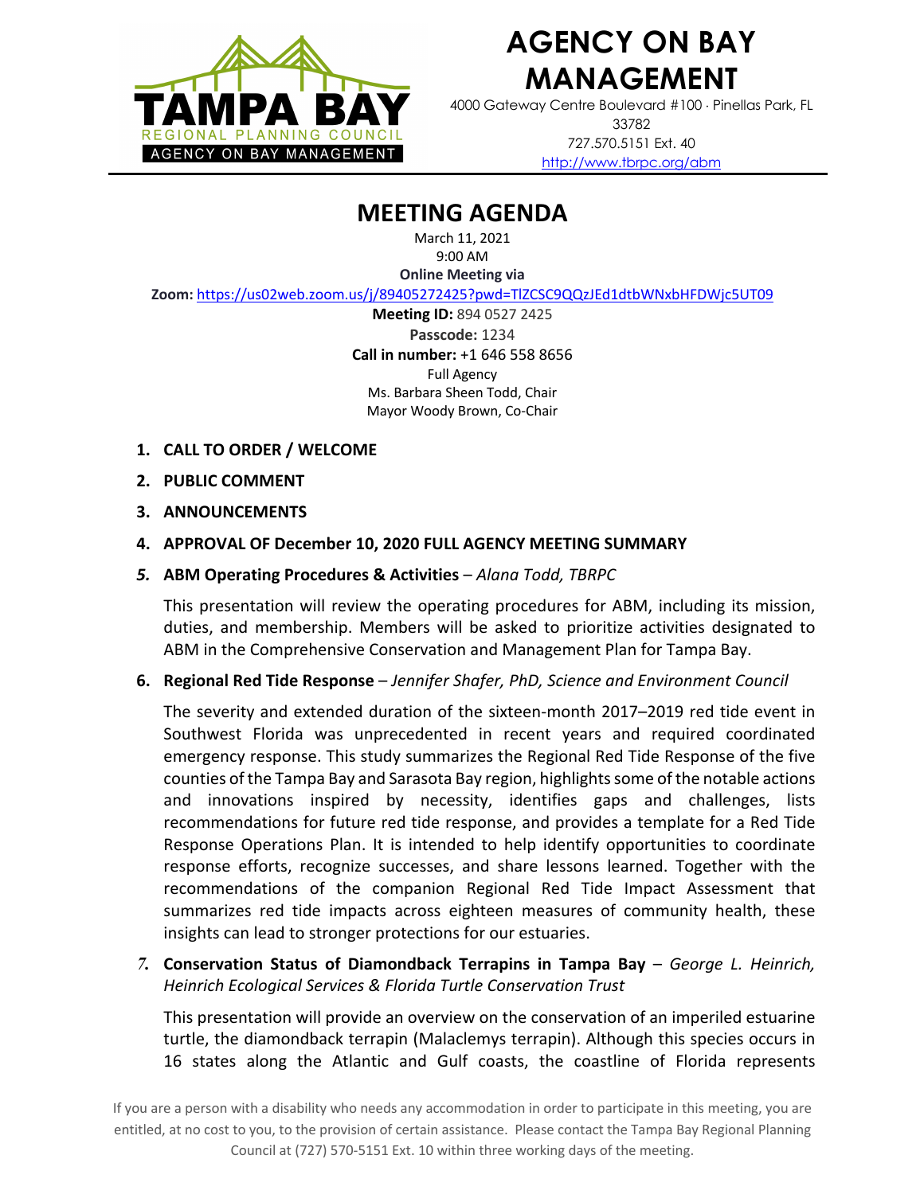# AGENCY ON BAY MANAGEMENT

4000 Gateway Centre Boulevard #100 · Pinellas Park, FL 33782
727.570.5151 Ext. 40
http://www.tbrpc.org/abm

## MEETING AGENDA

March 11, 2021
9:00 AM
**Online Meeting via**
**Zoom:** https://us02web.zoom.us/j/89405272425?pwd=TlZCSC9QQzJEd1dtbWNxbHFDWjc5UT09
**Meeting ID:** 894 0527 2425
**Passcode:** 1234
**Call in number:** +1 646 558 8656
Full Agency
Ms. Barbara Sheen Todd, Chair
Mayor Woody Brown, Co-Chair

1. **CALL TO ORDER / WELCOME**
2. **PUBLIC COMMENT**
3. **ANNOUNCEMENTS**
4. **APPROVAL OF December 10, 2020 FULL AGENCY MEETING SUMMARY**
5. **ABM Operating Procedures & Activities** – *Alana Todd, TBRPC*

   This presentation will review the operating procedures for ABM, including its mission, duties, and membership. Members will be asked to prioritize activities designated to ABM in the Comprehensive Conservation and Management Plan for Tampa Bay.

6. **Regional Red Tide Response** – *Jennifer Shafer, PhD, Science and Environment Council*

   The severity and extended duration of the sixteen-month 2017–2019 red tide event in Southwest Florida was unprecedented in recent years and required coordinated emergency response. This study summarizes the Regional Red Tide Response of the five counties of the Tampa Bay and Sarasota Bay region, highlights some of the notable actions and innovations inspired by necessity, identifies gaps and challenges, lists recommendations for future red tide response, and provides a template for a Red Tide Response Operations Plan. It is intended to help identify opportunities to coordinate response efforts, recognize successes, and share lessons learned. Together with the recommendations of the companion Regional Red Tide Impact Assessment that summarizes red tide impacts across eighteen measures of community health, these insights can lead to stronger protections for our estuaries.

7. **Conservation Status of Diamondback Terrapins in Tampa Bay** – *George L. Heinrich, Heinrich Ecological Services & Florida Turtle Conservation Trust*

   This presentation will provide an overview on the conservation of an imperiled estuarine turtle, the diamondback terrapin (Malaclemys terrapin). Although this species occurs in 16 states along the Atlantic and Gulf coasts, the coastline of Florida represents

If you are a person with a disability who needs any accommodation in order to participate in this meeting, you are entitled, at no cost to you, to the provision of certain assistance. Please contact the Tampa Bay Regional Planning Council at (727) 570-5151 Ext. 10 within three working days of the meeting.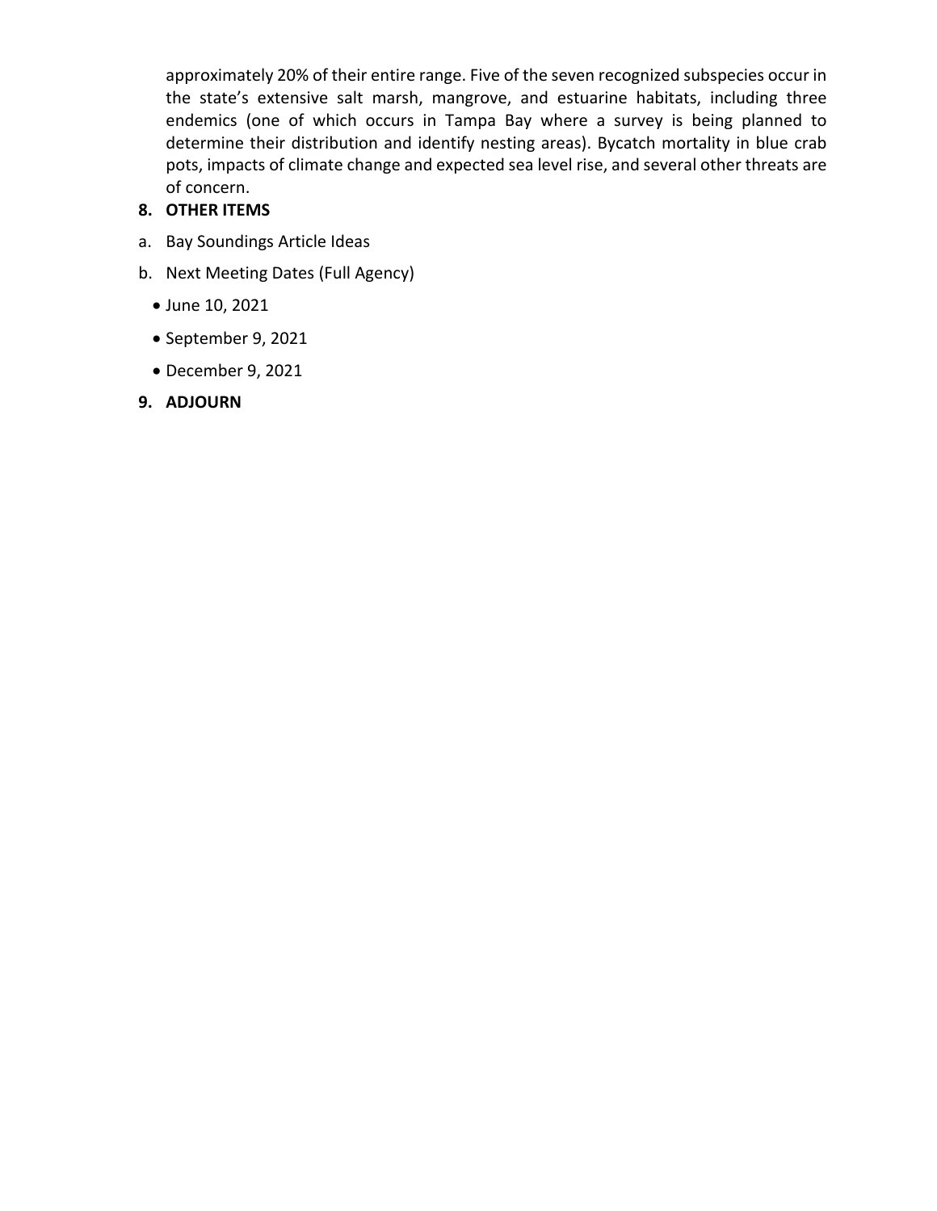approximately 20% of their entire range. Five of the seven recognized subspecies occur in the state's extensive salt marsh, mangrove, and estuarine habitats, including three endemics (one of which occurs in Tampa Bay where a survey is being planned to determine their distribution and identify nesting areas). Bycatch mortality in blue crab pots, impacts of climate change and expected sea level rise, and several other threats are of concern.

**8. OTHER ITEMS**

a. Bay Soundings Article Ideas

b. Next Meeting Dates (Full Agency)

- June 10, 2021
- September 9, 2021
- December 9, 2021

**9. ADJOURN**